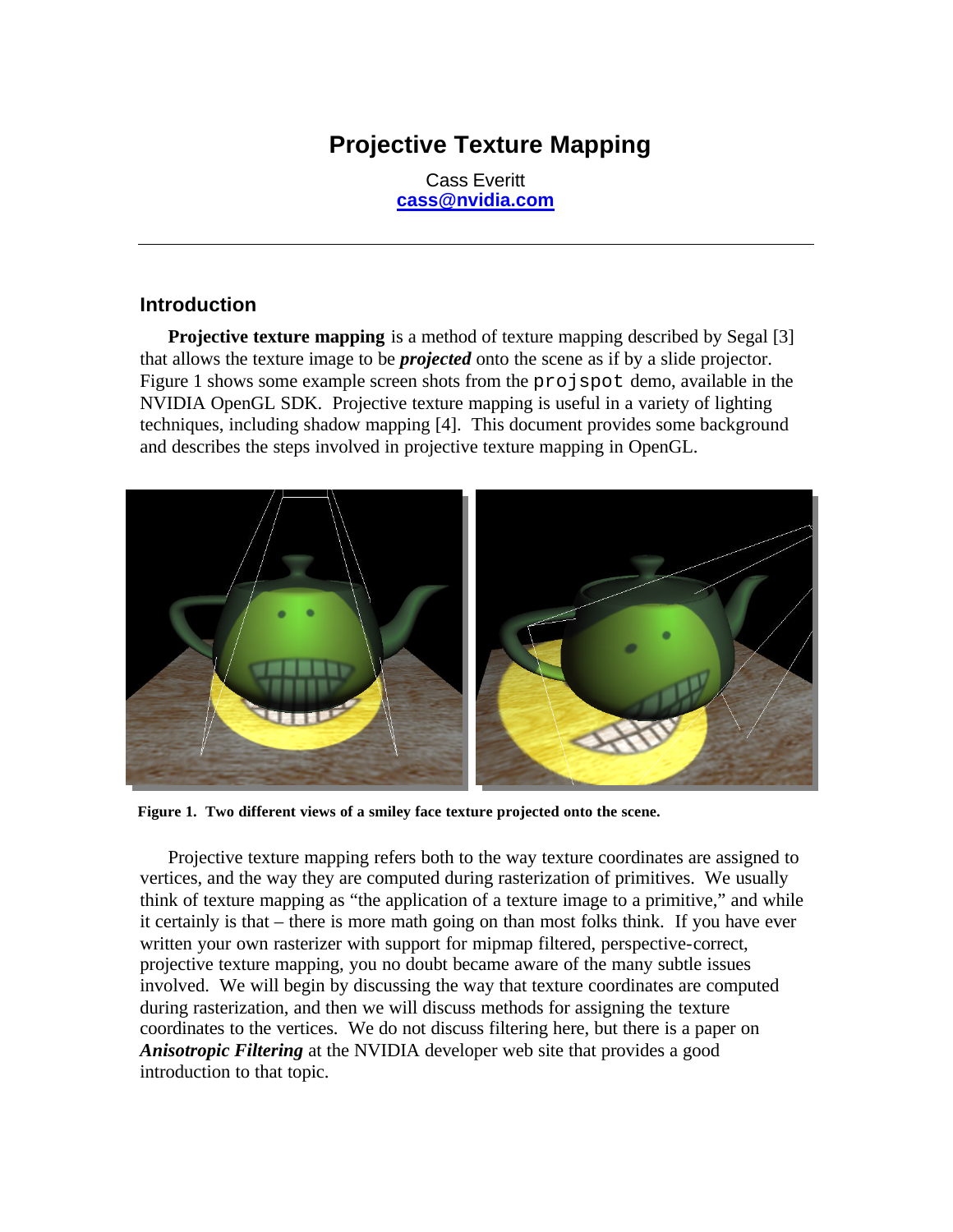# Projective Texture Mapping

Cass Everitt
cass@nvidia.com

---

## Introduction

**Projective texture mapping** is a method of texture mapping described by Segal [3] that allows the texture image to be ***projected*** onto the scene as if by a slide projector. Figure 1 shows some example screen shots from the `projspot` demo, available in the NVIDIA OpenGL SDK. Projective texture mapping is useful in a variety of lighting techniques, including shadow mapping [4]. This document provides some background and describes the steps involved in projective texture mapping in OpenGL.

**Figure 1. Two different views of a smiley face texture projected onto the scene.**

Projective texture mapping refers both to the way texture coordinates are assigned to vertices, and the way they are computed during rasterization of primitives. We usually think of texture mapping as "the application of a texture image to a primitive," and while it certainly is that – there is more math going on than most folks think. If you have ever written your own rasterizer with support for mipmap filtered, perspective-correct, projective texture mapping, you no doubt became aware of the many subtle issues involved. We will begin by discussing the way that texture coordinates are computed during rasterization, and then we will discuss methods for assigning the texture coordinates to the vertices. We do not discuss filtering here, but there is a paper on ***Anisotropic Filtering*** at the NVIDIA developer web site that provides a good introduction to that topic.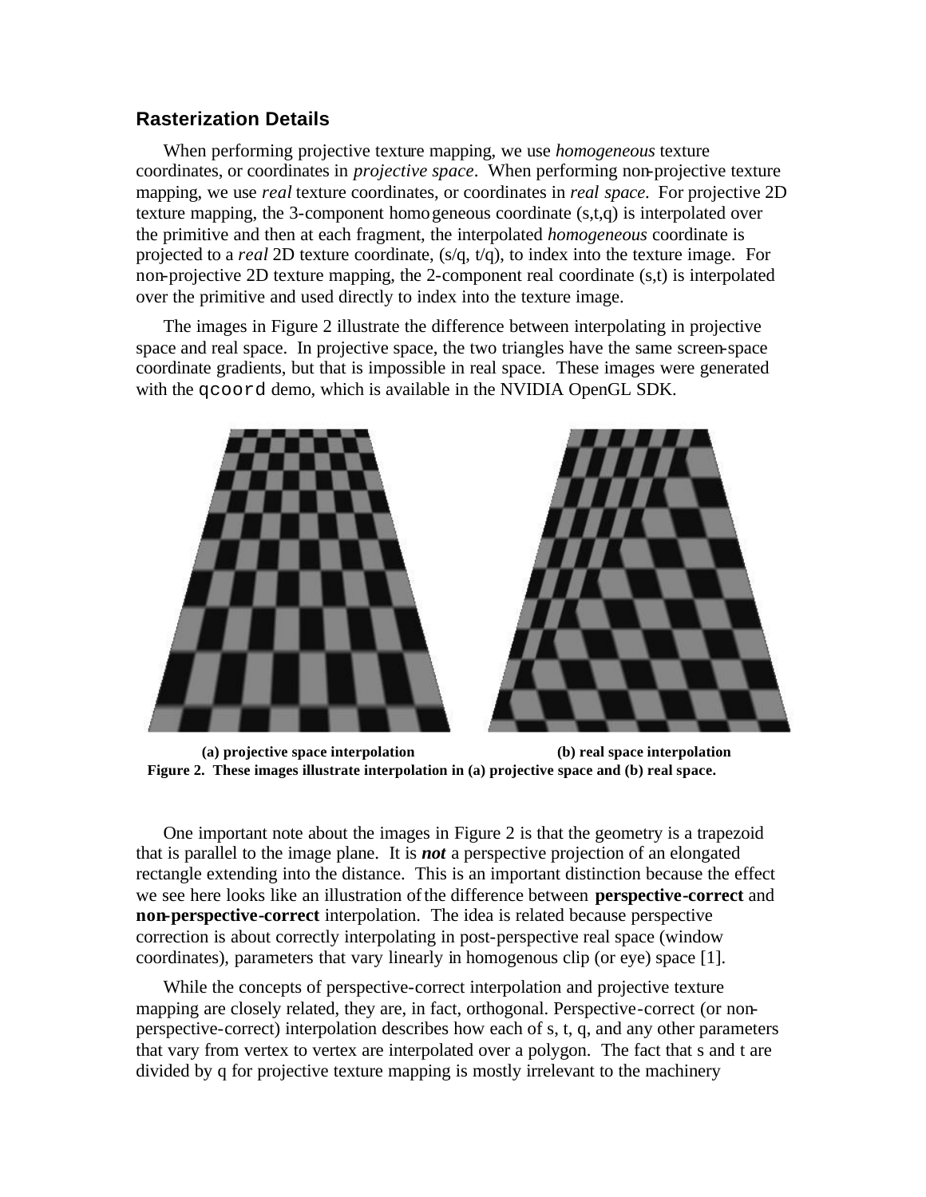## Rasterization Details

When performing projective texture mapping, we use *homogeneous* texture coordinates, or coordinates in *projective space*. When performing non-projective texture mapping, we use *real* texture coordinates, or coordinates in *real space*. For projective 2D texture mapping, the 3-component homogeneous coordinate (s,t,q) is interpolated over the primitive and then at each fragment, the interpolated *homogeneous* coordinate is projected to a *real* 2D texture coordinate, (s/q, t/q), to index into the texture image. For non-projective 2D texture mapping, the 2-component real coordinate (s,t) is interpolated over the primitive and used directly to index into the texture image.

The images in Figure 2 illustrate the difference between interpolating in projective space and real space. In projective space, the two triangles have the same screen-space coordinate gradients, but that is impossible in real space. These images were generated with the `qcoord` demo, which is available in the NVIDIA OpenGL SDK.

**(a) projective space interpolation** **(b) real space interpolation**

**Figure 2. These images illustrate interpolation in (a) projective space and (b) real space.**

One important note about the images in Figure 2 is that the geometry is a trapezoid that is parallel to the image plane. It is ***not*** a perspective projection of an elongated rectangle extending into the distance. This is an important distinction because the effect we see here looks like an illustration of the difference between **perspective-correct** and **non-perspective-correct** interpolation. The idea is related because perspective correction is about correctly interpolating in post-perspective real space (window coordinates), parameters that vary linearly in homogenous clip (or eye) space [1].

While the concepts of perspective-correct interpolation and projective texture mapping are closely related, they are, in fact, orthogonal. Perspective-correct (or non-perspective-correct) interpolation describes how each of s, t, q, and any other parameters that vary from vertex to vertex are interpolated over a polygon. The fact that s and t are divided by q for projective texture mapping is mostly irrelevant to the machinery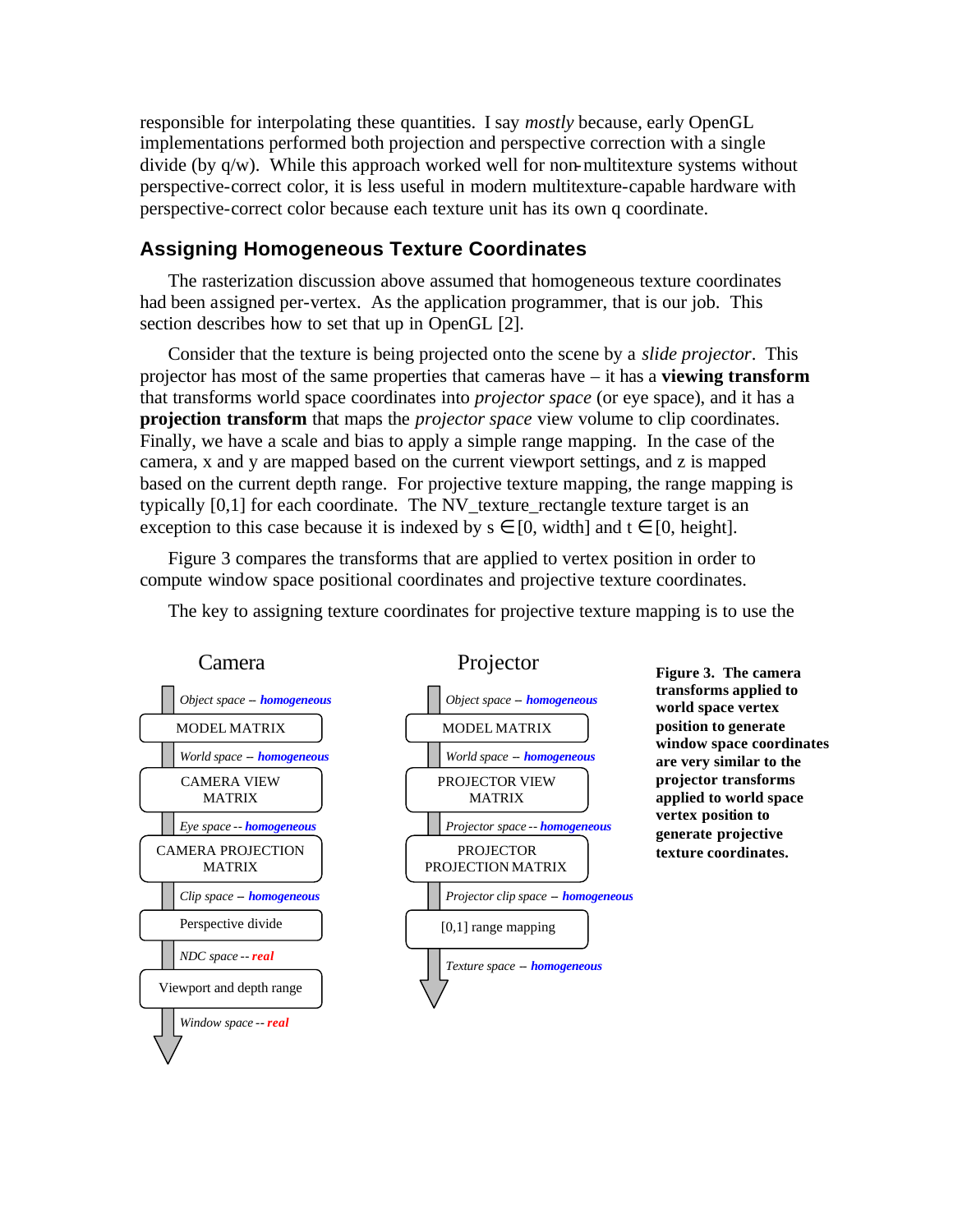responsible for interpolating these quantities. I say *mostly* because, early OpenGL implementations performed both projection and perspective correction with a single divide (by q/w). While this approach worked well for non-multitexture systems without perspective-correct color, it is less useful in modern multitexture-capable hardware with perspective-correct color because each texture unit has its own q coordinate.

## Assigning Homogeneous Texture Coordinates

The rasterization discussion above assumed that homogeneous texture coordinates had been assigned per-vertex. As the application programmer, that is our job. This section describes how to set that up in OpenGL [2].

Consider that the texture is being projected onto the scene by a *slide projector*. This projector has most of the same properties that cameras have – it has a **viewing transform** that transforms world space coordinates into *projector space* (or eye space), and it has a **projection transform** that maps the *projector space* view volume to clip coordinates. Finally, we have a scale and bias to apply a simple range mapping. In the case of the camera, x and y are mapped based on the current viewport settings, and z is mapped based on the current depth range. For projective texture mapping, the range mapping is typically [0,1] for each coordinate. The NV_texture_rectangle texture target is an exception to this case because it is indexed by $s \in [0, \text{width}]$ and $t \in [0, \text{height}]$.

Figure 3 compares the transforms that are applied to vertex position in order to compute window space positional coordinates and projective texture coordinates.

The key to assigning texture coordinates for projective texture mapping is to use the

**Camera**

*Object space – homogeneous*
MODEL MATRIX
*World space – homogeneous*
CAMERA VIEW MATRIX
*Eye space -- homogeneous*
CAMERA PROJECTION MATRIX
*Clip space – homogeneous*
Perspective divide
*NDC space -- real*
Viewport and depth range
*Window space -- real*

**Projector**

*Object space – homogeneous*
MODEL MATRIX
*World space – homogeneous*
PROJECTOR VIEW MATRIX
*Projector space -- homogeneous*
PROJECTOR PROJECTION MATRIX
*Projector clip space – homogeneous*
[0,1] range mapping
*Texture space – homogeneous*

**Figure 3. The camera transforms applied to world space vertex position to generate window space coordinates are very similar to the projector transforms applied to world space vertex position to generate projective texture coordinates.**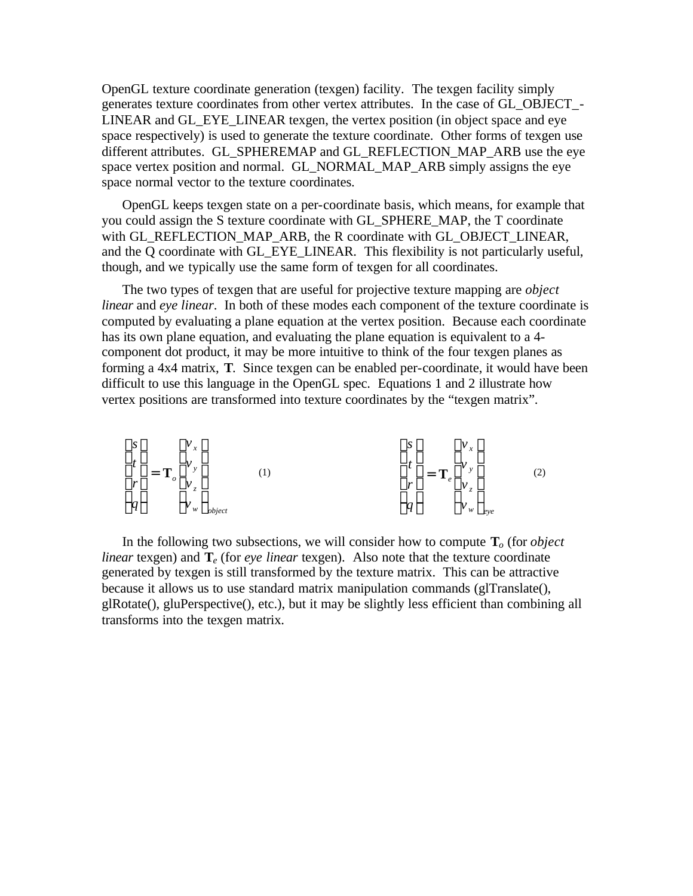OpenGL texture coordinate generation (texgen) facility. The texgen facility simply generates texture coordinates from other vertex attributes. In the case of GL_OBJECT_-LINEAR and GL_EYE_LINEAR texgen, the vertex position (in object space and eye space respectively) is used to generate the texture coordinate. Other forms of texgen use different attributes. GL_SPHEREMAP and GL_REFLECTION_MAP_ARB use the eye space vertex position and normal. GL_NORMAL_MAP_ARB simply assigns the eye space normal vector to the texture coordinates.

OpenGL keeps texgen state on a per-coordinate basis, which means, for example that you could assign the S texture coordinate with GL_SPHERE_MAP, the T coordinate with GL_REFLECTION_MAP_ARB, the R coordinate with GL_OBJECT_LINEAR, and the Q coordinate with GL_EYE_LINEAR. This flexibility is not particularly useful, though, and we typically use the same form of texgen for all coordinates.

The two types of texgen that are useful for projective texture mapping are *object linear* and *eye linear*. In both of these modes each component of the texture coordinate is computed by evaluating a plane equation at the vertex position. Because each coordinate has its own plane equation, and evaluating the plane equation is equivalent to a 4-component dot product, it may be more intuitive to think of the four texgen planes as forming a 4x4 matrix, **T**. Since texgen can be enabled per-coordinate, it would have been difficult to use this language in the OpenGL spec. Equations 1 and 2 illustrate how vertex positions are transformed into texture coordinates by the "texgen matrix".

$$\begin{bmatrix} s \\ t \\ r \\ q \end{bmatrix} = \mathbf{T}_o \begin{bmatrix} v_x \\ v_y \\ v_z \\ v_w \end{bmatrix}_{object} \quad (1) \qquad\qquad \begin{bmatrix} s \\ t \\ r \\ q \end{bmatrix} = \mathbf{T}_e \begin{bmatrix} v_x \\ v_y \\ v_z \\ v_w \end{bmatrix}_{eye} \quad (2)$$

In the following two subsections, we will consider how to compute $\mathbf{T}_o$ (for *object linear* texgen) and $\mathbf{T}_e$ (for *eye linear* texgen). Also note that the texture coordinate generated by texgen is still transformed by the texture matrix. This can be attractive because it allows us to use standard matrix manipulation commands (glTranslate(), glRotate(), gluPerspective(), etc.), but it may be slightly less efficient than combining all transforms into the texgen matrix.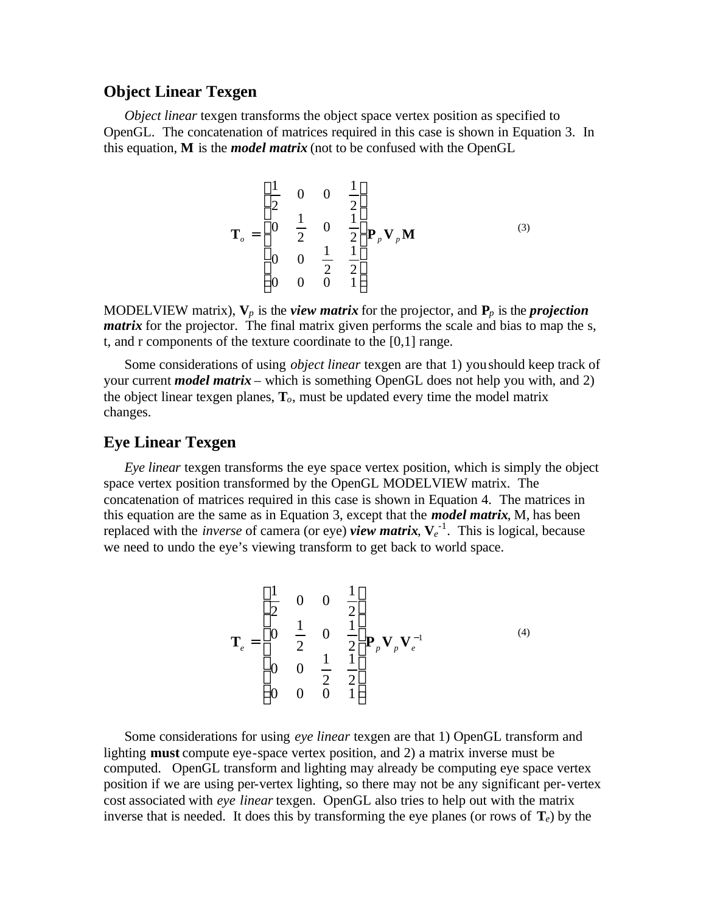## Object Linear Texgen

*Object linear* texgen transforms the object space vertex position as specified to OpenGL. The concatenation of matrices required in this case is shown in Equation 3. In this equation, **M** is the ***model matrix*** (not to be confused with the OpenGL

$$\mathbf{T}_o = \begin{bmatrix} \frac{1}{2} & 0 & 0 & \frac{1}{2} \\ 0 & \frac{1}{2} & 0 & \frac{1}{2} \\ 0 & 0 & \frac{1}{2} & \frac{1}{2} \\ 0 & 0 & 0 & 1 \end{bmatrix} \mathbf{P}_p \mathbf{V}_p \mathbf{M} \qquad (3)$$

MODELVIEW matrix), $\mathbf{V}_p$ is the ***view matrix*** for the projector, and $\mathbf{P}_p$ is the ***projection matrix*** for the projector. The final matrix given performs the scale and bias to map the s, t, and r components of the texture coordinate to the [0,1] range.

Some considerations of using *object linear* texgen are that 1) you should keep track of your current ***model matrix*** – which is something OpenGL does not help you with, and 2) the object linear texgen planes, $\mathbf{T}_o$, must be updated every time the model matrix changes.

## Eye Linear Texgen

*Eye linear* texgen transforms the eye space vertex position, which is simply the object space vertex position transformed by the OpenGL MODELVIEW matrix. The concatenation of matrices required in this case is shown in Equation 4. The matrices in this equation are the same as in Equation 3, except that the ***model matrix***, M, has been replaced with the *inverse* of camera (or eye) ***view matrix***, $\mathbf{V}_e^{-1}$. This is logical, because we need to undo the eye's viewing transform to get back to world space.

$$\mathbf{T}_e = \begin{bmatrix} \frac{1}{2} & 0 & 0 & \frac{1}{2} \\ 0 & \frac{1}{2} & 0 & \frac{1}{2} \\ 0 & 0 & \frac{1}{2} & \frac{1}{2} \\ 0 & 0 & 0 & 1 \end{bmatrix} \mathbf{P}_p \mathbf{V}_p \mathbf{V}_e^{-1} \qquad (4)$$

Some considerations for using *eye linear* texgen are that 1) OpenGL transform and lighting **must** compute eye-space vertex position, and 2) a matrix inverse must be computed. OpenGL transform and lighting may already be computing eye space vertex position if we are using per-vertex lighting, so there may not be any significant per-vertex cost associated with *eye linear* texgen. OpenGL also tries to help out with the matrix inverse that is needed. It does this by transforming the eye planes (or rows of $\mathbf{T}_e$) by the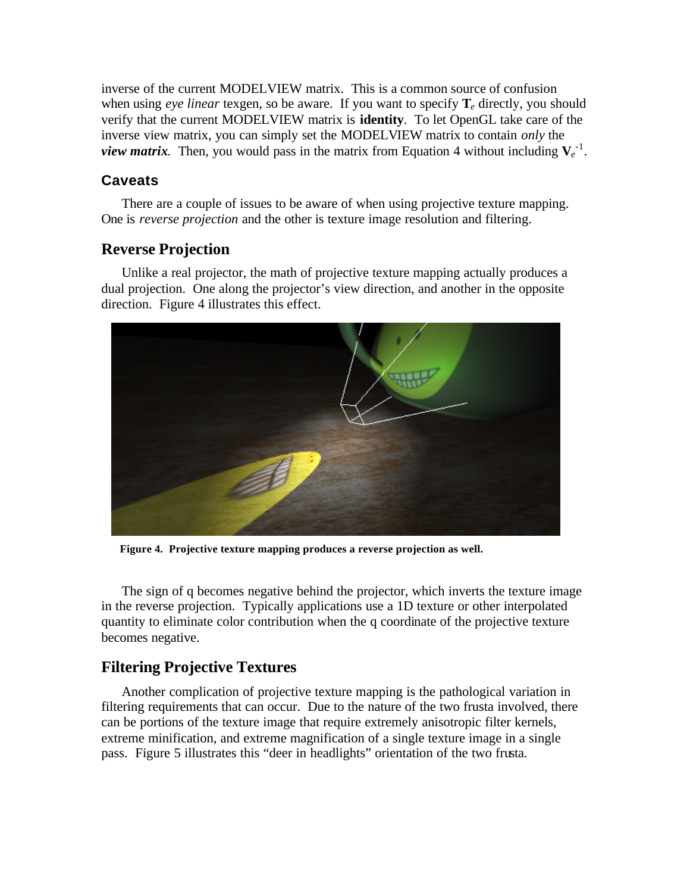inverse of the current MODELVIEW matrix. This is a common source of confusion when using *eye linear* texgen, so be aware. If you want to specify $\mathbf{T}_e$ directly, you should verify that the current MODELVIEW matrix is **identity**. To let OpenGL take care of the inverse view matrix, you can simply set the MODELVIEW matrix to contain *only* the ***view matrix***. Then, you would pass in the matrix from Equation 4 without including $\mathbf{V}_e^{-1}$.

## Caveats

There are a couple of issues to be aware of when using projective texture mapping. One is *reverse projection* and the other is texture image resolution and filtering.

## Reverse Projection

Unlike a real projector, the math of projective texture mapping actually produces a dual projection. One along the projector's view direction, and another in the opposite direction. Figure 4 illustrates this effect.

**Figure 4. Projective texture mapping produces a reverse projection as well.**

The sign of q becomes negative behind the projector, which inverts the texture image in the reverse projection. Typically applications use a 1D texture or other interpolated quantity to eliminate color contribution when the q coordinate of the projective texture becomes negative.

## Filtering Projective Textures

Another complication of projective texture mapping is the pathological variation in filtering requirements that can occur. Due to the nature of the two frusta involved, there can be portions of the texture image that require extremely anisotropic filter kernels, extreme minification, and extreme magnification of a single texture image in a single pass. Figure 5 illustrates this "deer in headlights" orientation of the two frusta.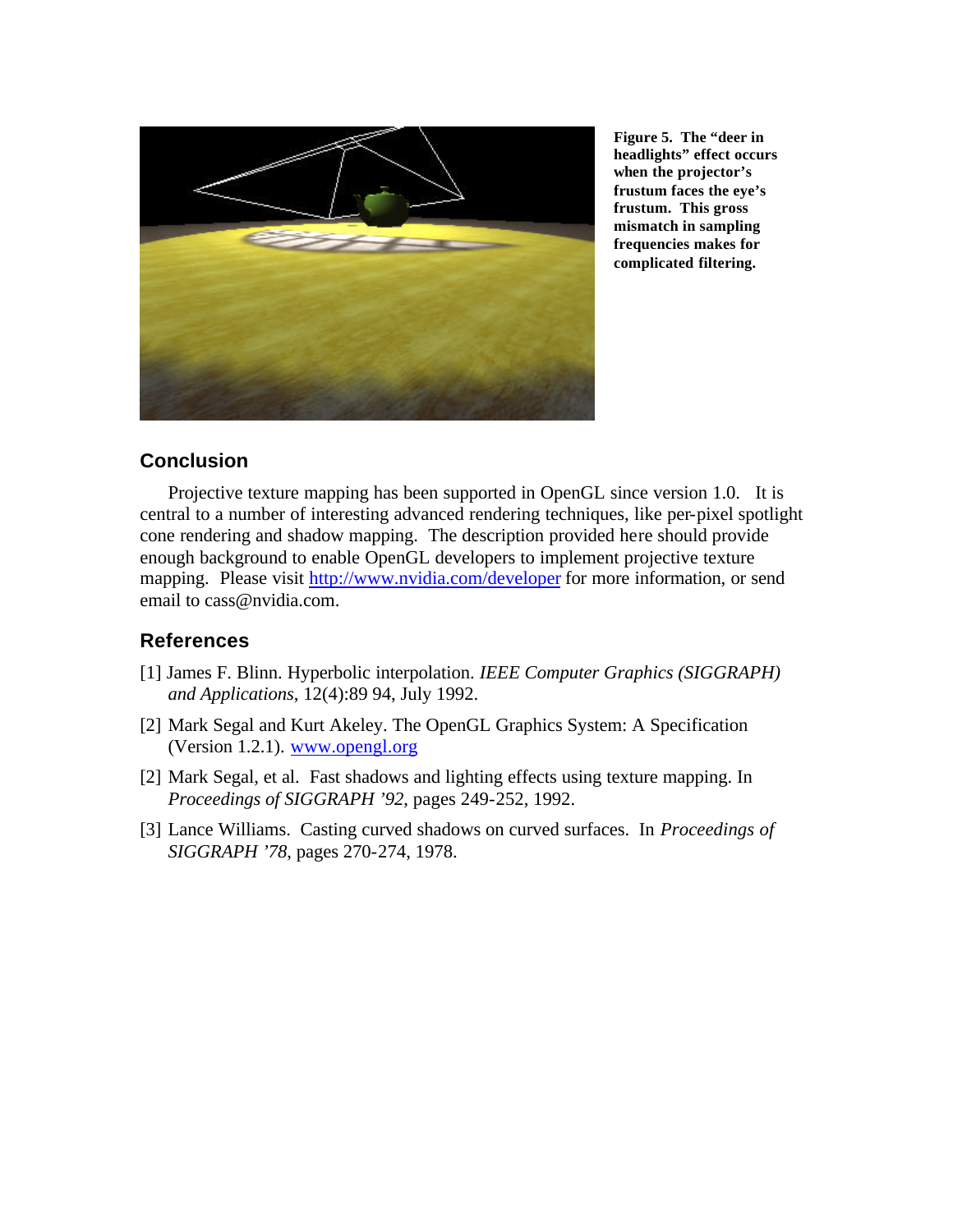**Figure 5. The "deer in headlights" effect occurs when the projector's frustum faces the eye's frustum. This gross mismatch in sampling frequencies makes for complicated filtering.**

## Conclusion

Projective texture mapping has been supported in OpenGL since version 1.0. It is central to a number of interesting advanced rendering techniques, like per-pixel spotlight cone rendering and shadow mapping. The description provided here should provide enough background to enable OpenGL developers to implement projective texture mapping. Please visit [http://www.nvidia.com/developer](http://www.nvidia.com/developer) for more information, or send email to cass@nvidia.com.

## References

[1] James F. Blinn. Hyperbolic interpolation. *IEEE Computer Graphics (SIGGRAPH) and Applications*, 12(4):89 94, July 1992.

[2] Mark Segal and Kurt Akeley. The OpenGL Graphics System: A Specification (Version 1.2.1). [www.opengl.org](http://www.opengl.org)

[2] Mark Segal, et al. Fast shadows and lighting effects using texture mapping. In *Proceedings of SIGGRAPH '92*, pages 249-252, 1992.

[3] Lance Williams. Casting curved shadows on curved surfaces. In *Proceedings of SIGGRAPH '78*, pages 270-274, 1978.